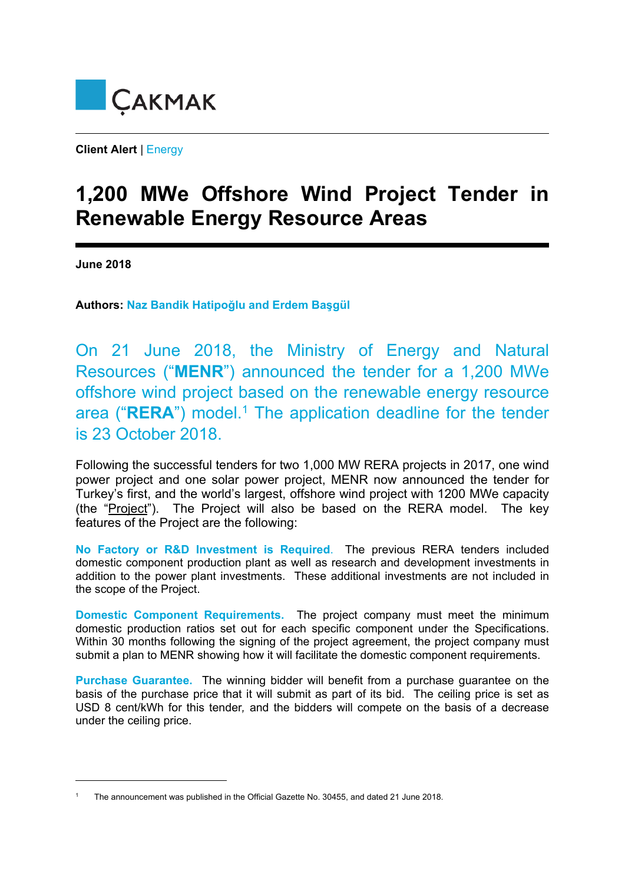ÇAKMAK

**Client Alert** | Energy

# 1,200 MWe Offshore Wind Project Tender in Renewable Energy Resource Areas

**June 2018**

**Authors:** **Naz Bandik Hatipoğlu and Erdem Başgül**

On 21 June 2018, the Ministry of Energy and Natural Resources ("**MENR**") announced the tender for a 1,200 MWe offshore wind project based on the renewable energy resource area ("**RERA**") model.[1] The application deadline for the tender is 23 October 2018.

Following the successful tenders for two 1,000 MW RERA projects in 2017, one wind power project and one solar power project, MENR now announced the tender for Turkey's first, and the world's largest, offshore wind project with 1200 MWe capacity (the "Project"). The Project will also be based on the RERA model. The key features of the Project are the following:

**No Factory or R&D Investment is Required**. The previous RERA tenders included domestic component production plant as well as research and development investments in addition to the power plant investments. These additional investments are not included in the scope of the Project.

**Domestic Component Requirements.** The project company must meet the minimum domestic production ratios set out for each specific component under the Specifications. Within 30 months following the signing of the project agreement, the project company must submit a plan to MENR showing how it will facilitate the domestic component requirements.

**Purchase Guarantee.** The winning bidder will benefit from a purchase guarantee on the basis of the purchase price that it will submit as part of its bid. The ceiling price is set as USD 8 cent/kWh for this tender, and the bidders will compete on the basis of a decrease under the ceiling price.

---

[1] The announcement was published in the Official Gazette No. 30455, and dated 21 June 2018.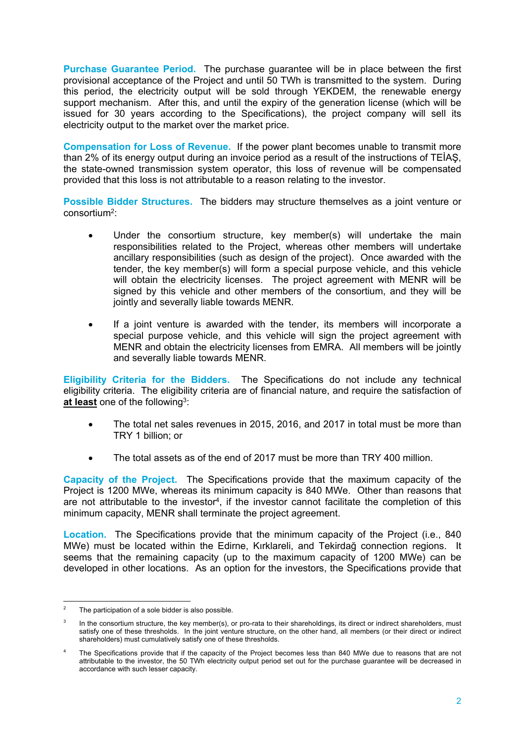**Purchase Guarantee Period.** The purchase guarantee will be in place between the first provisional acceptance of the Project and until 50 TWh is transmitted to the system. During this period, the electricity output will be sold through YEKDEM, the renewable energy support mechanism. After this, and until the expiry of the generation license (which will be issued for 30 years according to the Specifications), the project company will sell its electricity output to the market over the market price.

**Compensation for Loss of Revenue.** If the power plant becomes unable to transmit more than 2% of its energy output during an invoice period as a result of the instructions of TEİAŞ, the state-owned transmission system operator, this loss of revenue will be compensated provided that this loss is not attributable to a reason relating to the investor.

**Possible Bidder Structures.** The bidders may structure themselves as a joint venture or consortium[2]:

- Under the consortium structure, key member(s) will undertake the main responsibilities related to the Project, whereas other members will undertake ancillary responsibilities (such as design of the project). Once awarded with the tender, the key member(s) will form a special purpose vehicle, and this vehicle will obtain the electricity licenses. The project agreement with MENR will be signed by this vehicle and other members of the consortium, and they will be jointly and severally liable towards MENR.

- If a joint venture is awarded with the tender, its members will incorporate a special purpose vehicle, and this vehicle will sign the project agreement with MENR and obtain the electricity licenses from EMRA. All members will be jointly and severally liable towards MENR.

**Eligibility Criteria for the Bidders.** The Specifications do not include any technical eligibility criteria. The eligibility criteria are of financial nature, and require the satisfaction of **at least** one of the following[3]:

- The total net sales revenues in 2015, 2016, and 2017 in total must be more than TRY 1 billion; or

- The total assets as of the end of 2017 must be more than TRY 400 million.

**Capacity of the Project.** The Specifications provide that the maximum capacity of the Project is 1200 MWe, whereas its minimum capacity is 840 MWe. Other than reasons that are not attributable to the investor[4], if the investor cannot facilitate the completion of this minimum capacity, MENR shall terminate the project agreement.

**Location.** The Specifications provide that the minimum capacity of the Project (i.e., 840 MWe) must be located within the Edirne, Kırklareli, and Tekirdağ connection regions. It seems that the remaining capacity (up to the maximum capacity of 1200 MWe) can be developed in other locations. As an option for the investors, the Specifications provide that

---

[2] The participation of a sole bidder is also possible.

[3] In the consortium structure, the key member(s), or pro-rata to their shareholdings, its direct or indirect shareholders, must satisfy one of these thresholds. In the joint venture structure, on the other hand, all members (or their direct or indirect shareholders) must cumulatively satisfy one of these thresholds.

[4] The Specifications provide that if the capacity of the Project becomes less than 840 MWe due to reasons that are not attributable to the investor, the 50 TWh electricity output period set out for the purchase guarantee will be decreased in accordance with such lesser capacity.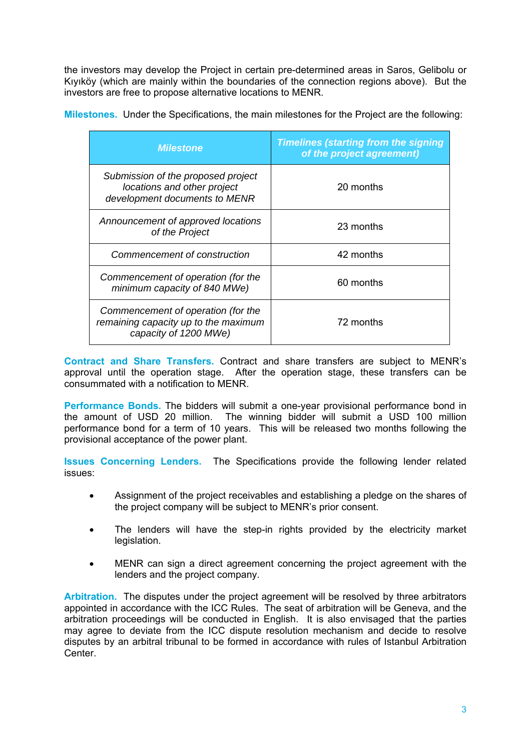the investors may develop the Project in certain pre-determined areas in Saros, Gelibolu or Kıyıköy (which are mainly within the boundaries of the connection regions above). But the investors are free to propose alternative locations to MENR.

**Milestones.** Under the Specifications, the main milestones for the Project are the following:

| *Milestone* | *Timelines (starting from the signing of the project agreement)* |
|---|---|
| *Submission of the proposed project locations and other project development documents to MENR* | 20 months |
| *Announcement of approved locations of the Project* | 23 months |
| *Commencement of construction* | 42 months |
| *Commencement of operation (for the minimum capacity of 840 MWe)* | 60 months |
| *Commencement of operation (for the remaining capacity up to the maximum capacity of 1200 MWe)* | 72 months |

**Contract and Share Transfers.** Contract and share transfers are subject to MENR's approval until the operation stage. After the operation stage, these transfers can be consummated with a notification to MENR.

**Performance Bonds.** The bidders will submit a one-year provisional performance bond in the amount of USD 20 million. The winning bidder will submit a USD 100 million performance bond for a term of 10 years. This will be released two months following the provisional acceptance of the power plant.

**Issues Concerning Lenders.** The Specifications provide the following lender related issues:

- Assignment of the project receivables and establishing a pledge on the shares of the project company will be subject to MENR's prior consent.
- The lenders will have the step-in rights provided by the electricity market legislation.
- MENR can sign a direct agreement concerning the project agreement with the lenders and the project company.

**Arbitration.** The disputes under the project agreement will be resolved by three arbitrators appointed in accordance with the ICC Rules. The seat of arbitration will be Geneva, and the arbitration proceedings will be conducted in English. It is also envisaged that the parties may agree to deviate from the ICC dispute resolution mechanism and decide to resolve disputes by an arbitral tribunal to be formed in accordance with rules of Istanbul Arbitration Center.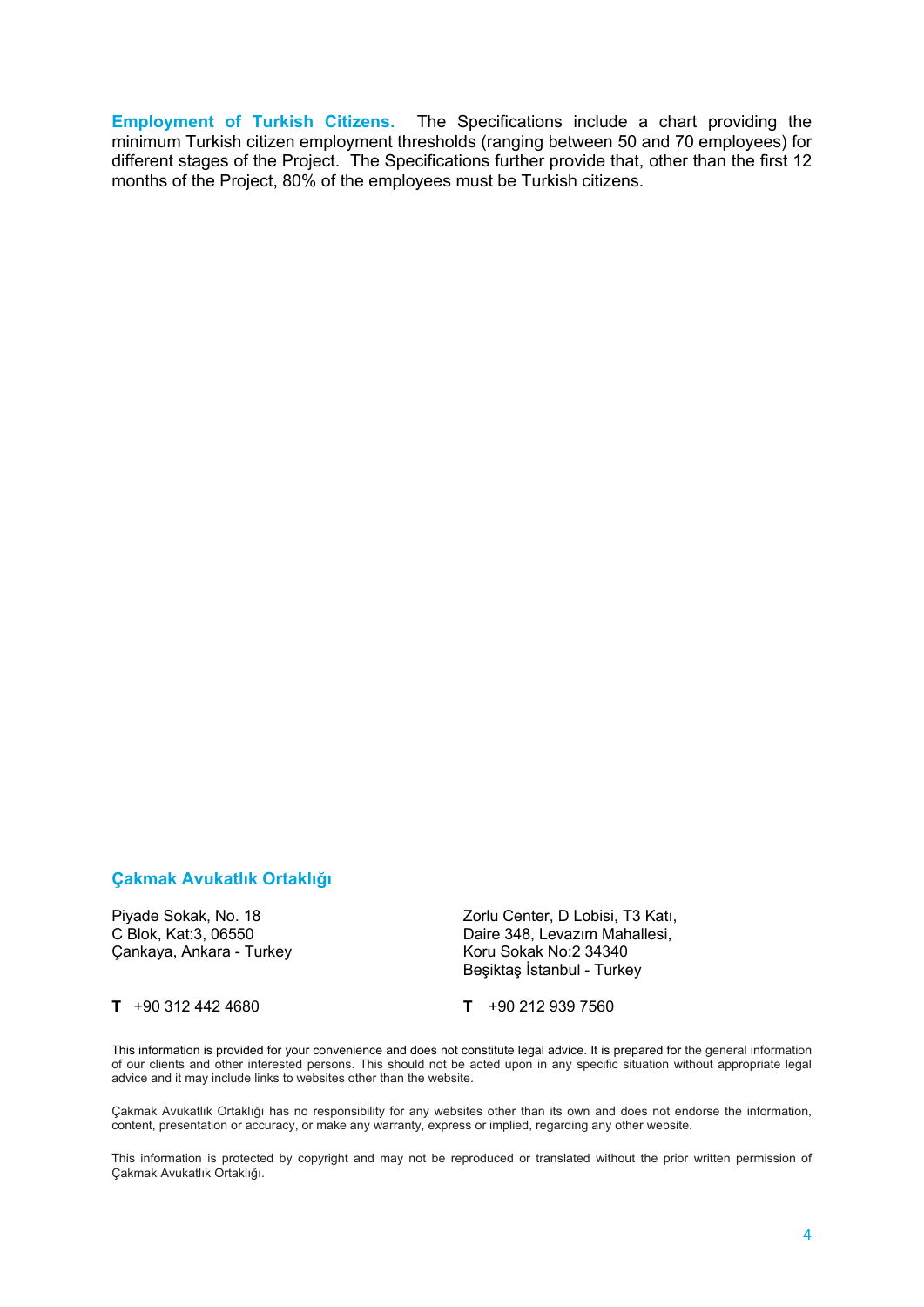**Employment of Turkish Citizens.** The Specifications include a chart providing the minimum Turkish citizen employment thresholds (ranging between 50 and 70 employees) for different stages of the Project. The Specifications further provide that, other than the first 12 months of the Project, 80% of the employees must be Turkish citizens.

**Çakmak Avukatlık Ortaklığı**

Piyade Sokak, No. 18
C Blok, Kat:3, 06550
Çankaya, Ankara - Turkey

**T** +90 312 442 4680

Zorlu Center, D Lobisi, T3 Katı,
Daire 348, Levazım Mahallesi,
Koru Sokak No:2 34340
Beşiktaş İstanbul - Turkey

**T** +90 212 939 7560

This information is provided for your convenience and does not constitute legal advice. It is prepared for the general information of our clients and other interested persons. This should not be acted upon in any specific situation without appropriate legal advice and it may include links to websites other than the website.

Çakmak Avukatlık Ortaklığı has no responsibility for any websites other than its own and does not endorse the information, content, presentation or accuracy, or make any warranty, express or implied, regarding any other website.

This information is protected by copyright and may not be reproduced or translated without the prior written permission of Çakmak Avukatlık Ortaklığı.